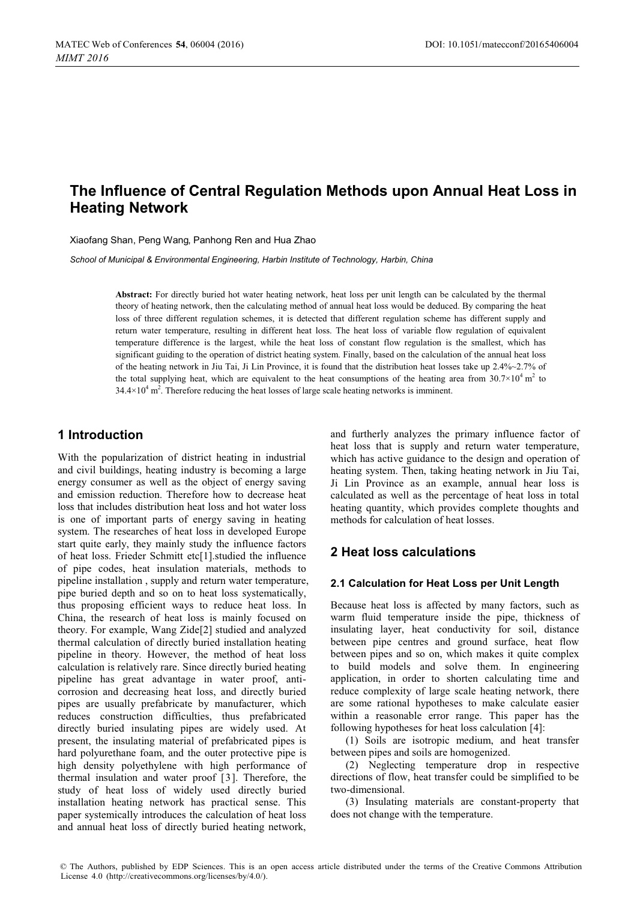# The Influence of Central Regulation Methods upon Annual Heat Loss in Heating Network

Xiaofang Shan, Peng Wang, Panhong Ren and Hua Zhao

*School of Municipal & Environmental Engineering, Harbin Institute of Technology, Harbin, China*

**Abstract:** For directly buried hot water heating network, heat loss per unit length can be calculated by the thermal theory of heating network, then the calculating method of annual heat loss would be deduced. By comparing the heat loss of three different regulation schemes, it is detected that different regulation scheme has different supply and return water temperature, resulting in different heat loss. The heat loss of variable flow regulation of equivalent temperature difference is the largest, while the heat loss of constant flow regulation is the smallest, which has significant guiding to the operation of district heating system. Finally, based on the calculation of the annual heat loss of the heating network in Jiu Tai, Ji Lin Province, it is found that the distribution heat losses take up 2.4%~2.7% of the total supplying heat, which are equivalent to the heat consumptions of the heating area from $30.7\times10^4$ m$^2$ to $34.4\times10^4$ m$^2$. Therefore reducing the heat losses of large scale heating networks is imminent.

## 1 Introduction

With the popularization of district heating in industrial and civil buildings, heating industry is becoming a large energy consumer as well as the object of energy saving and emission reduction. Therefore how to decrease heat loss that includes distribution heat loss and hot water loss is one of important parts of energy saving in heating system. The researches of heat loss in developed Europe start quite early, they mainly study the influence factors of heat loss. Frieder Schmitt etc[1].studied the influence of pipe codes, heat insulation materials, methods to pipeline installation , supply and return water temperature, pipe buried depth and so on to heat loss systematically, thus proposing efficient ways to reduce heat loss. In China, the research of heat loss is mainly focused on theory. For example, Wang Zide[2] studied and analyzed thermal calculation of directly buried installation heating pipeline in theory. However, the method of heat loss calculation is relatively rare. Since directly buried heating pipeline has great advantage in water proof, anti-corrosion and decreasing heat loss, and directly buried pipes are usually prefabricate by manufacturer, which reduces construction difficulties, thus prefabricated directly buried insulating pipes are widely used. At present, the insulating material of prefabricated pipes is hard polyurethane foam, and the outer protective pipe is high density polyethylene with high performance of thermal insulation and water proof [3]. Therefore, the study of heat loss of widely used directly buried installation heating network has practical sense. This paper systemically introduces the calculation of heat loss and annual heat loss of directly buried heating network, and furtherly analyzes the primary influence factor of heat loss that is supply and return water temperature, which has active guidance to the design and operation of heating system. Then, taking heating network in Jiu Tai, Ji Lin Province as an example, annual hear loss is calculated as well as the percentage of heat loss in total heating quantity, which provides complete thoughts and methods for calculation of heat losses.

## 2 Heat loss calculations

### 2.1 Calculation for Heat Loss per Unit Length

Because heat loss is affected by many factors, such as warm fluid temperature inside the pipe, thickness of insulating layer, heat conductivity for soil, distance between pipe centres and ground surface, heat flow between pipes and so on, which makes it quite complex to build models and solve them. In engineering application, in order to shorten calculating time and reduce complexity of large scale heating network, there are some rational hypotheses to make calculate easier within a reasonable error range. This paper has the following hypotheses for heat loss calculation [4]:

(1) Soils are isotropic medium, and heat transfer between pipes and soils are homogenized.

(2) Neglecting temperature drop in respective directions of flow, heat transfer could be simplified to be two-dimensional.

(3) Insulating materials are constant-property that does not change with the temperature.

© The Authors, published by EDP Sciences. This is an open access article distributed under the terms of the Creative Commons Attribution License 4.0 (http://creativecommons.org/licenses/by/4.0/).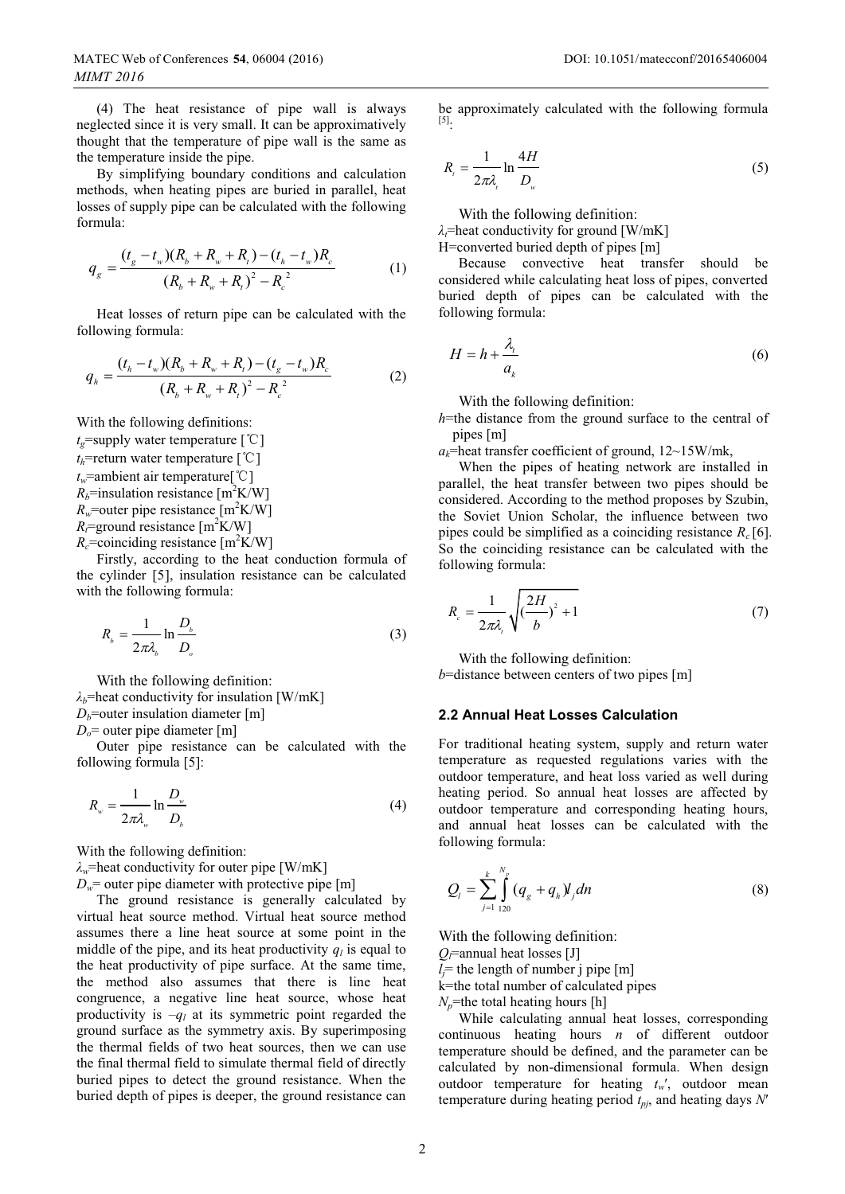(4) The heat resistance of pipe wall is always neglected since it is very small. It can be approximatively thought that the temperature of pipe wall is the same as the temperature inside the pipe.

By simplifying boundary conditions and calculation methods, when heating pipes are buried in parallel, heat losses of supply pipe can be calculated with the following formula:

$$q_g = \frac{(t_g - t_w)(R_b + R_w + R_t) - (t_h - t_w)R_c}{(R_b + R_w + R_t)^2 - R_c^{\ 2}} \tag{1}$$

Heat losses of return pipe can be calculated with the following formula:

$$q_h = \frac{(t_h - t_w)(R_b + R_w + R_t) - (t_g - t_w)R_c}{(R_b + R_w + R_t)^2 - R_c^{\ 2}} \tag{2}$$

With the following definitions:
$t_g$=supply water temperature [℃]
$t_h$=return water temperature [℃]
$t_w$=ambient air temperature[℃]
$R_b$=insulation resistance [$m^2K/W$]
$R_w$=outer pipe resistance [$m^2K/W$]
$R_t$=ground resistance [$m^2K/W$]
$R_c$=coinciding resistance [$m^2K/W$]

Firstly, according to the heat conduction formula of the cylinder [5], insulation resistance can be calculated with the following formula:

$$R_b = \frac{1}{2\pi\lambda_b} \ln \frac{D_b}{D_o} \tag{3}$$

With the following definition:
$\lambda_b$=heat conductivity for insulation [W/mK]
$D_b$=outer insulation diameter [m]
$D_o$= outer pipe diameter [m]

Outer pipe resistance can be calculated with the following formula [5]:

$$R_w = \frac{1}{2\pi\lambda_w} \ln \frac{D_w}{D_b} \tag{4}$$

With the following definition:
$\lambda_w$=heat conductivity for outer pipe [W/mK]
$D_w$= outer pipe diameter with protective pipe [m]

The ground resistance is generally calculated by virtual heat source method. Virtual heat source method assumes there a line heat source at some point in the middle of the pipe, and its heat productivity $q_l$ is equal to the heat productivity of pipe surface. At the same time, the method also assumes that there is line heat congruence, a negative line heat source, whose heat productivity is $-q_l$ at its symmetric point regarded the ground surface as the symmetry axis. By superimposing the thermal fields of two heat sources, then we can use the final thermal field to simulate thermal field of directly buried pipes to detect the ground resistance. When the buried depth of pipes is deeper, the ground resistance can be approximately calculated with the following formula [5]:

$$R_t = \frac{1}{2\pi\lambda_t} \ln \frac{4H}{D_w} \tag{5}$$

With the following definition:
$\lambda_t$=heat conductivity for ground [W/mK]
H=converted buried depth of pipes [m]

Because convective heat transfer should be considered while calculating heat loss of pipes, converted buried depth of pipes can be calculated with the following formula:

$$H = h + \frac{\lambda_t}{a_k} \tag{6}$$

With the following definition:
$h$=the distance from the ground surface to the central of pipes [m]
$a_k$=heat transfer coefficient of ground, 12~15W/mk,

When the pipes of heating network are installed in parallel, the heat transfer between two pipes should be considered. According to the method proposes by Szubin, the Soviet Union Scholar, the influence between two pipes could be simplified as a coinciding resistance $R_c$ [6]. So the coinciding resistance can be calculated with the following formula:

$$R_c = \frac{1}{2\pi\lambda_t} \sqrt{\left(\frac{2H}{b}\right)^2 + 1} \tag{7}$$

With the following definition:
$b$=distance between centers of two pipes [m]

### 2.2 Annual Heat Losses Calculation

For traditional heating system, supply and return water temperature as requested regulations varies with the outdoor temperature, and heat loss varied as well during heating period. So annual heat losses are affected by outdoor temperature and corresponding heating hours, and annual heat losses can be calculated with the following formula:

$$Q_l = \sum_{j=1}^{k} \int_{120}^{N_p} (q_g + q_h) l_j \, dn \tag{8}$$

With the following definition:
$Q_l$=annual heat losses [J]
$l_j$= the length of number j pipe [m]
k=the total number of calculated pipes
$N_p$=the total heating hours [h]

While calculating annual heat losses, corresponding continuous heating hours $n$ of different outdoor temperature should be defined, and the parameter can be calculated by non-dimensional formula. When design outdoor temperature for heating $t_w'$, outdoor mean temperature during heating period $t_{pj}$, and heating days $N'$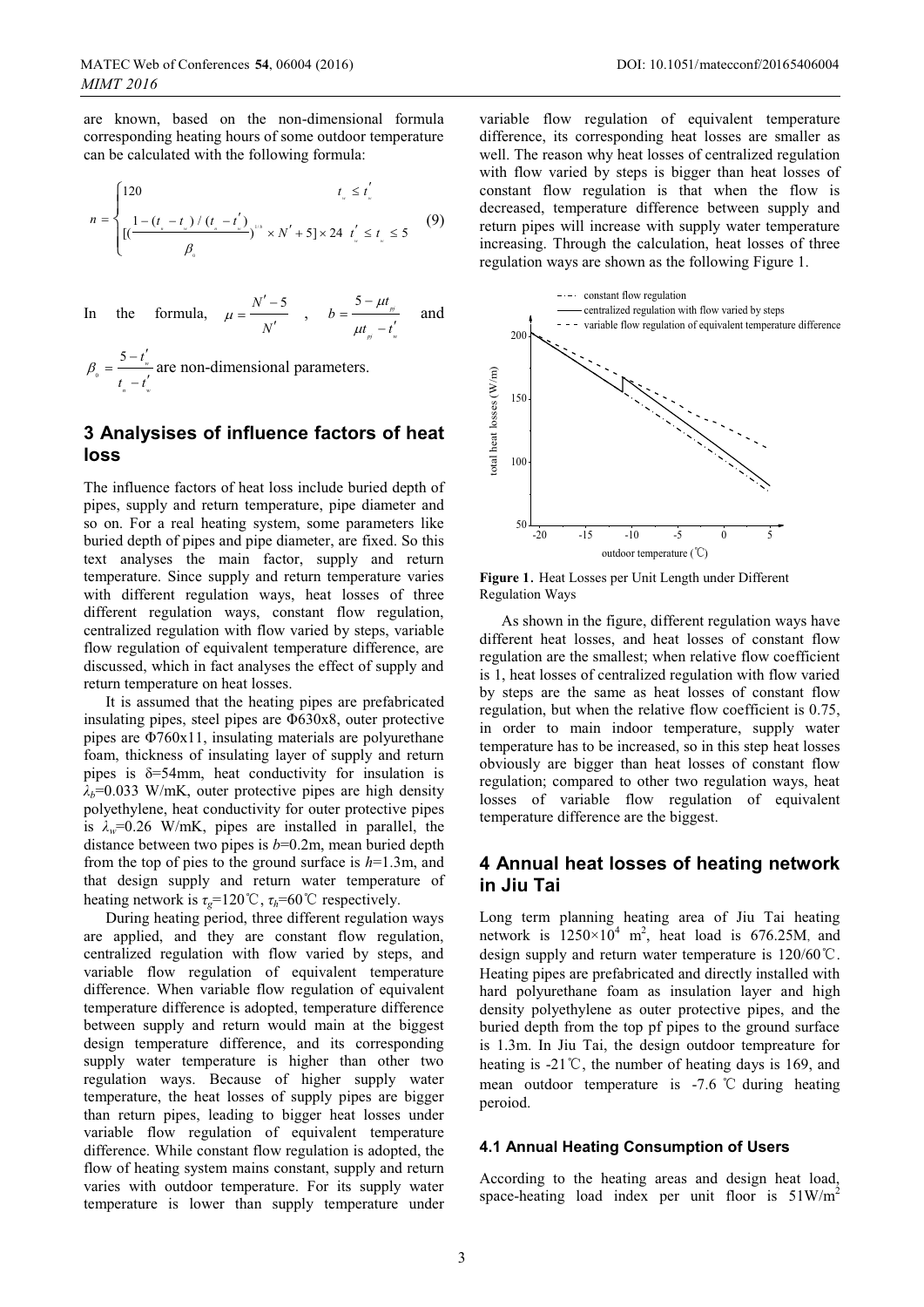are known, based on the non-dimensional formula corresponding heating hours of some outdoor temperature can be calculated with the following formula:

$$n = \begin{cases} 120 & t_w \le t_w' \\ [(\dfrac{1-(t_w - t_w)/(t_n - t_w')}{\beta_o})^{1/b} \times N' + 5] \times 24 & t_w' \le t_w \le 5 \end{cases} \tag{9}$$

In the formula, $\mu = \dfrac{N'-5}{N'}$, $b = \dfrac{5-\mu t_{pj}}{\mu t_{pj} - t_w'}$ and $\beta_o = \dfrac{5-t_w'}{t_n - t_w'}$ are non-dimensional parameters.

## 3 Analysises of influence factors of heat loss

The influence factors of heat loss include buried depth of pipes, supply and return temperature, pipe diameter and so on. For a real heating system, some parameters like buried depth of pipes and pipe diameter, are fixed. So this text analyses the main factor, supply and return temperature. Since supply and return temperature varies with different regulation ways, heat losses of three different regulation ways, constant flow regulation, centralized regulation with flow varied by steps, variable flow regulation of equivalent temperature difference, are discussed, which in fact analyses the effect of supply and return temperature on heat losses.

It is assumed that the heating pipes are prefabricated insulating pipes, steel pipes are Φ630x8, outer protective pipes are Φ760x11, insulating materials are polyurethane foam, thickness of insulating layer of supply and return pipes is δ=54mm, heat conductivity for insulation is $\lambda_b$=0.033 W/mK, outer protective pipes are high density polyethylene, heat conductivity for outer protective pipes is $\lambda_w$=0.26 W/mK, pipes are installed in parallel, the distance between two pipes is $b$=0.2m, mean buried depth from the top of pies to the ground surface is $h$=1.3m, and that design supply and return water temperature of heating network is $\tau_g$=120℃, $\tau_h$=60℃ respectively.

During heating period, three different regulation ways are applied, and they are constant flow regulation, centralized regulation with flow varied by steps, and variable flow regulation of equivalent temperature difference. When variable flow regulation of equivalent temperature difference is adopted, temperature difference between supply and return would main at the biggest design temperature difference, and its corresponding supply water temperature is higher than other two regulation ways. Because of higher supply water temperature, the heat losses of supply pipes are bigger than return pipes, leading to bigger heat losses under variable flow regulation of equivalent temperature difference. While constant flow regulation is adopted, the flow of heating system mains constant, supply and return varies with outdoor temperature. For its supply water temperature is lower than supply temperature under variable flow regulation of equivalent temperature difference, its corresponding heat losses are smaller as well. The reason why heat losses of centralized regulation with flow varied by steps is bigger than heat losses of constant flow regulation is that when the flow is decreased, temperature difference between supply and return pipes will increase with supply water temperature increasing. Through the calculation, heat losses of three regulation ways are shown as the following Figure 1.

**Figure 1.** Heat Losses per Unit Length under Different Regulation Ways

As shown in the figure, different regulation ways have different heat losses, and heat losses of constant flow regulation are the smallest; when relative flow coefficient is 1, heat losses of centralized regulation with flow varied by steps are the same as heat losses of constant flow regulation, but when the relative flow coefficient is 0.75, in order to main indoor temperature, supply water temperature has to be increased, so in this step heat losses obviously are bigger than heat losses of constant flow regulation; compared to other two regulation ways, heat losses of variable flow regulation of equivalent temperature difference are the biggest.

## 4 Annual heat losses of heating network in Jiu Tai

Long term planning heating area of Jiu Tai heating network is $1250\times10^4$ m$^2$, heat load is 676.25M, and design supply and return water temperature is 120/60℃. Heating pipes are prefabricated and directly installed with hard polyurethane foam as insulation layer and high density polyethylene as outer protective pipes, and the buried depth from the top pf pipes to the ground surface is 1.3m. In Jiu Tai, the design outdoor tempreature for heating is -21℃, the number of heating days is 169, and mean outdoor temperature is -7.6 ℃ during heating peroiod.

### 4.1 Annual Heating Consumption of Users

According to the heating areas and design heat load, space-heating load index per unit floor is 51W/m$^2$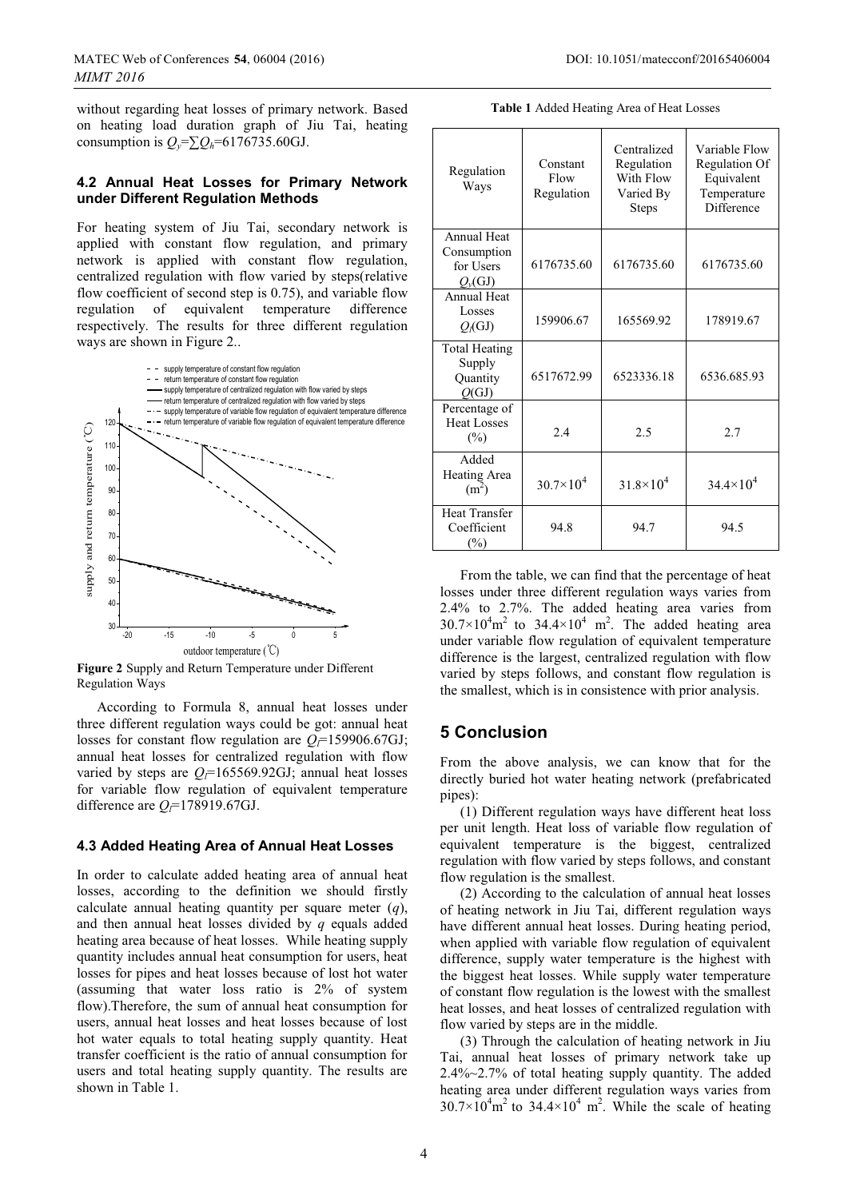without regarding heat losses of primary network. Based on heating load duration graph of Jiu Tai, heating consumption is $Q_y=\sum Q_h$=6176735.60GJ.

### 4.2 Annual Heat Losses for Primary Network under Different Regulation Methods

For heating system of Jiu Tai, secondary network is applied with constant flow regulation, and primary network is applied with constant flow regulation, centralized regulation with flow varied by steps(relative flow coefficient of second step is 0.75), and variable flow regulation of equivalent temperature difference respectively. The results for three different regulation ways are shown in Figure 2..

**Figure 2** Supply and Return Temperature under Different Regulation Ways

According to Formula 8, annual heat losses under three different regulation ways could be got: annual heat losses for constant flow regulation are $Q_l$=159906.67GJ; annual heat losses for centralized regulation with flow varied by steps are $Q_l$=165569.92GJ; annual heat losses for variable flow regulation of equivalent temperature difference are $Q_l$=178919.67GJ.

### 4.3 Added Heating Area of Annual Heat Losses

In order to calculate added heating area of annual heat losses, according to the definition we should firstly calculate annual heating quantity per square meter ($q$), and then annual heat losses divided by $q$ equals added heating area because of heat losses. While heating supply quantity includes annual heat consumption for users, heat losses for pipes and heat losses because of lost hot water (assuming that water loss ratio is 2% of system flow).Therefore, the sum of annual heat consumption for users, annual heat losses and heat losses because of lost hot water equals to total heating supply quantity. Heat transfer coefficient is the ratio of annual consumption for users and total heating supply quantity. The results are shown in Table 1.

**Table 1** Added Heating Area of Heat Losses

| Regulation Ways | Constant Flow Regulation | Centralized Regulation With Flow Varied By Steps | Variable Flow Regulation Of Equivalent Temperature Difference |
|---|---|---|---|
| Annual Heat Consumption for Users $Q_y$(GJ) | 6176735.60 | 6176735.60 | 6176735.60 |
| Annual Heat Losses $Q_l$(GJ) | 159906.67 | 165569.92 | 178919.67 |
| Total Heating Supply Quantity $Q$(GJ) | 6517672.99 | 6523336.18 | 6536.685.93 |
| Percentage of Heat Losses (%) | 2.4 | 2.5 | 2.7 |
| Added Heating Area ($m^2$) | $30.7\times10^4$ | $31.8\times10^4$ | $34.4\times10^4$ |
| Heat Transfer Coefficient (%) | 94.8 | 94.7 | 94.5 |

From the table, we can find that the percentage of heat losses under three different regulation ways varies from 2.4% to 2.7%. The added heating area varies from $30.7\times10^4 m^2$ to $34.4\times10^4$ $m^2$. The added heating area under variable flow regulation of equivalent temperature difference is the largest, centralized regulation with flow varied by steps follows, and constant flow regulation is the smallest, which is in consistence with prior analysis.

## 5 Conclusion

From the above analysis, we can know that for the directly buried hot water heating network (prefabricated pipes):

(1) Different regulation ways have different heat loss per unit length. Heat loss of variable flow regulation of equivalent temperature is the biggest, centralized regulation with flow varied by steps follows, and constant flow regulation is the smallest.

(2) According to the calculation of annual heat losses of heating network in Jiu Tai, different regulation ways have different annual heat losses. During heating period, when applied with variable flow regulation of equivalent difference, supply water temperature is the highest with the biggest heat losses. While supply water temperature of constant flow regulation is the lowest with the smallest heat losses, and heat losses of centralized regulation with flow varied by steps are in the middle.

(3) Through the calculation of heating network in Jiu Tai, annual heat losses of primary network take up 2.4%~2.7% of total heating supply quantity. The added heating area under different regulation ways varies from $30.7\times10^4 m^2$ to $34.4\times10^4$ $m^2$. While the scale of heating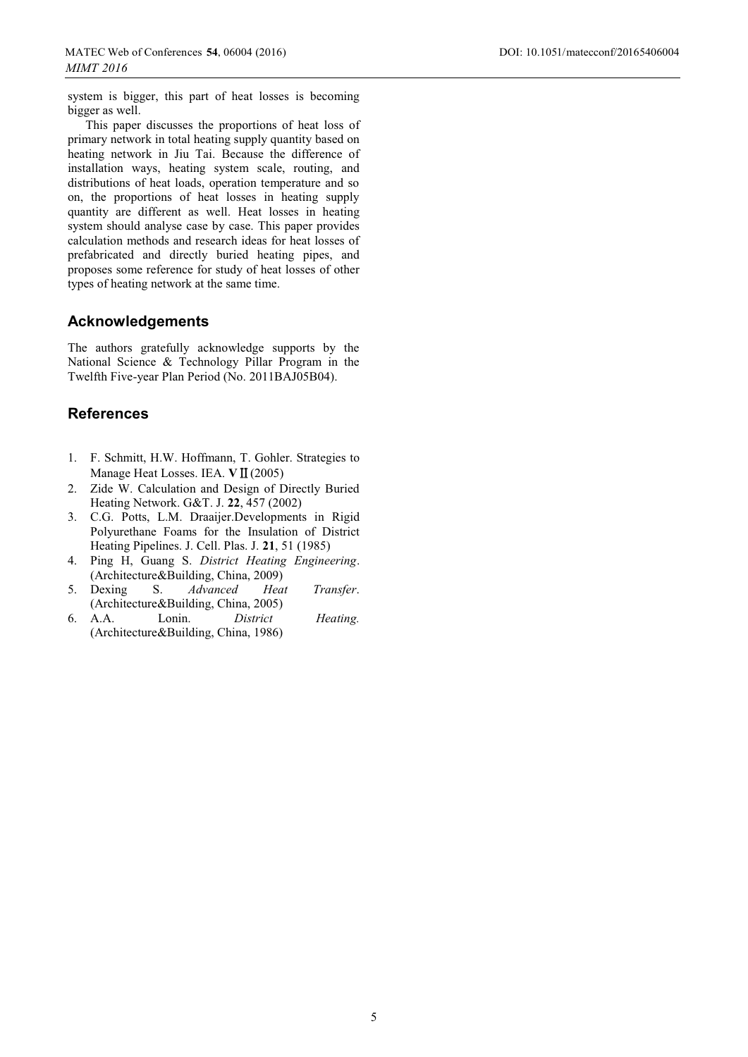system is bigger, this part of heat losses is becoming bigger as well.

This paper discusses the proportions of heat loss of primary network in total heating supply quantity based on heating network in Jiu Tai. Because the difference of installation ways, heating system scale, routing, and distributions of heat loads, operation temperature and so on, the proportions of heat losses in heating supply quantity are different as well. Heat losses in heating system should analyse case by case. This paper provides calculation methods and research ideas for heat losses of prefabricated and directly buried heating pipes, and proposes some reference for study of heat losses of other types of heating network at the same time.

## Acknowledgements

The authors gratefully acknowledge supports by the National Science & Technology Pillar Program in the Twelfth Five-year Plan Period (No. 2011BAJ05B04).

## References

1. F. Schmitt, H.W. Hoffmann, T. Gohler. Strategies to Manage Heat Losses. IEA. **VⅡ** (2005)
2. Zide W. Calculation and Design of Directly Buried Heating Network. G&T. J. **22**, 457 (2002)
3. C.G. Potts, L.M. Draaijer.Developments in Rigid Polyurethane Foams for the Insulation of District Heating Pipelines. J. Cell. Plas. J. **21**, 51 (1985)
4. Ping H, Guang S. *District Heating Engineering*. (Architecture&Building, China, 2009)
5. Dexing S. *Advanced Heat Transfer*. (Architecture&Building, China, 2005)
6. A.A. Lonin. *District Heating.* (Architecture&Building, China, 1986)